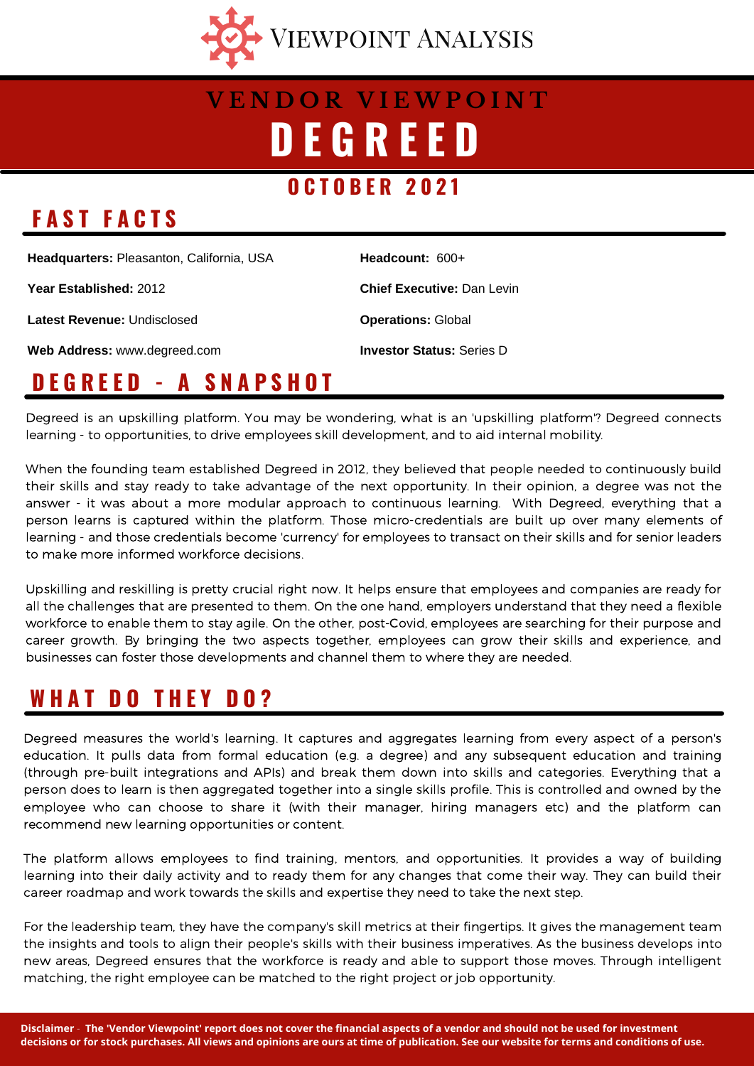Viewpoint Analysis

# VENDOR VIEWPOINT
# DEGREED

## OCTOBER 2021

## FAST FACTS

**Headquarters:** Pleasanton, California, USA

**Year Established:** 2012

**Latest Revenue:** Undisclosed

**Web Address:** www.degreed.com

**Headcount:** 600+

**Chief Executive:** Dan Levin

**Operations:** Global

**Investor Status:** Series D

## DEGREED - A SNAPSHOT

Degreed is an upskilling platform. You may be wondering, what is an 'upskilling platform'? Degreed connects learning - to opportunities, to drive employees skill development, and to aid internal mobility.

When the founding team established Degreed in 2012, they believed that people needed to continuously build their skills and stay ready to take advantage of the next opportunity. In their opinion, a degree was not the answer - it was about a more modular approach to continuous learning. With Degreed, everything that a person learns is captured within the platform. Those micro-credentials are built up over many elements of learning - and those credentials become 'currency' for employees to transact on their skills and for senior leaders to make more informed workforce decisions.

Upskilling and reskilling is pretty crucial right now. It helps ensure that employees and companies are ready for all the challenges that are presented to them. On the one hand, employers understand that they need a flexible workforce to enable them to stay agile. On the other, post-Covid, employees are searching for their purpose and career growth. By bringing the two aspects together, employees can grow their skills and experience, and businesses can foster those developments and channel them to where they are needed.

## WHAT DO THEY DO?

Degreed measures the world's learning. It captures and aggregates learning from every aspect of a person's education. It pulls data from formal education (e.g. a degree) and any subsequent education and training (through pre-built integrations and APIs) and break them down into skills and categories. Everything that a person does to learn is then aggregated together into a single skills profile. This is controlled and owned by the employee who can choose to share it (with their manager, hiring managers etc) and the platform can recommend new learning opportunities or content.

The platform allows employees to find training, mentors, and opportunities. It provides a way of building learning into their daily activity and to ready them for any changes that come their way. They can build their career roadmap and work towards the skills and expertise they need to take the next step.

For the leadership team, they have the company's skill metrics at their fingertips. It gives the management team the insights and tools to align their people's skills with their business imperatives. As the business develops into new areas, Degreed ensures that the workforce is ready and able to support those moves. Through intelligent matching, the right employee can be matched to the right project or job opportunity.

**Disclaimer** - **The 'Vendor Viewpoint' report does not cover the financial aspects of a vendor and should not be used for investment decisions or for stock purchases. All views and opinions are ours at time of publication. See our website for terms and conditions of use.**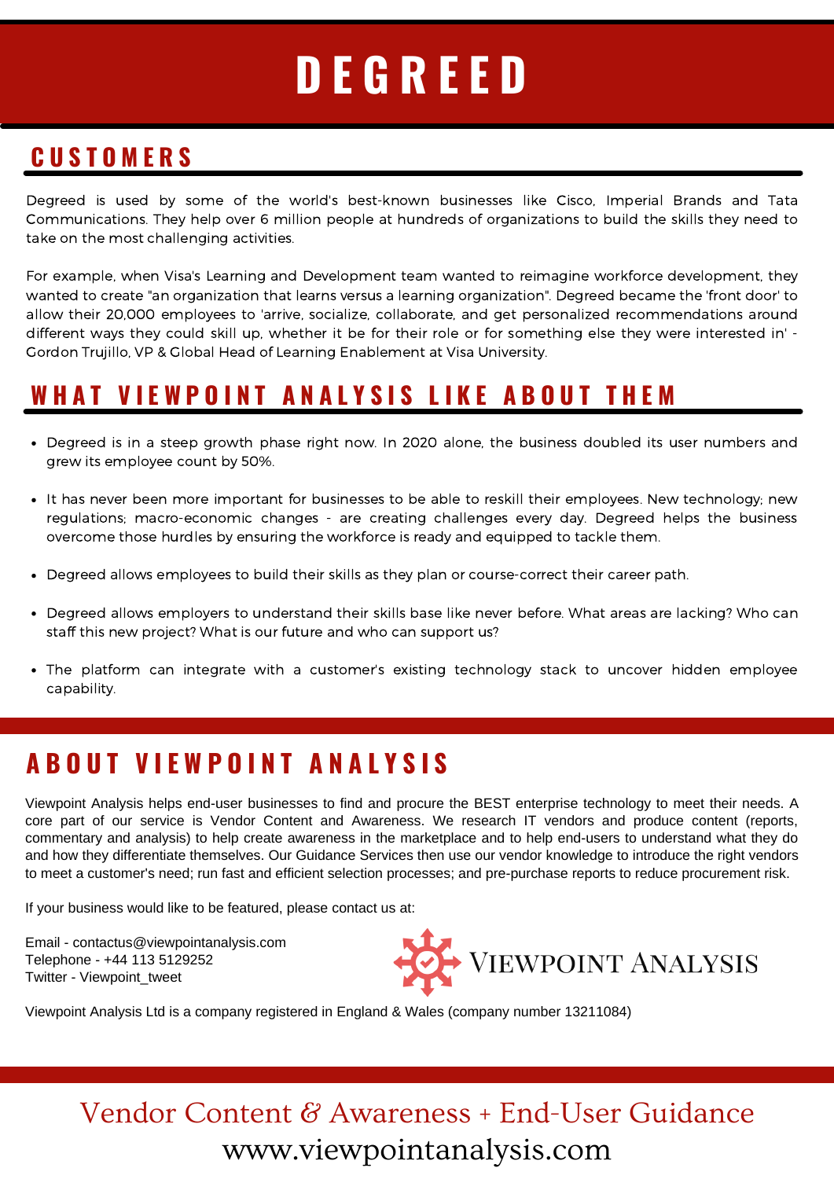# DEGREED

## CUSTOMERS

Degreed is used by some of the world's best-known businesses like Cisco, Imperial Brands and Tata Communications. They help over 6 million people at hundreds of organizations to build the skills they need to take on the most challenging activities.

For example, when Visa's Learning and Development team wanted to reimagine workforce development, they wanted to create "an organization that learns versus a learning organization". Degreed became the 'front door' to allow their 20,000 employees to 'arrive, socialize, collaborate, and get personalized recommendations around different ways they could skill up, whether it be for their role or for something else they were interested in' - Gordon Trujillo, VP & Global Head of Learning Enablement at Visa University.

## WHAT VIEWPOINT ANALYSIS LIKE ABOUT THEM

- Degreed is in a steep growth phase right now. In 2020 alone, the business doubled its user numbers and grew its employee count by 50%.
- It has never been more important for businesses to be able to reskill their employees. New technology; new regulations; macro-economic changes - are creating challenges every day. Degreed helps the business overcome those hurdles by ensuring the workforce is ready and equipped to tackle them.
- Degreed allows employees to build their skills as they plan or course-correct their career path.
- Degreed allows employers to understand their skills base like never before. What areas are lacking? Who can staff this new project? What is our future and who can support us?
- The platform can integrate with a customer's existing technology stack to uncover hidden employee capability.

## ABOUT VIEWPOINT ANALYSIS

Viewpoint Analysis helps end-user businesses to find and procure the BEST enterprise technology to meet their needs. A core part of our service is Vendor Content and Awareness. We research IT vendors and produce content (reports, commentary and analysis) to help create awareness in the marketplace and to help end-users to understand what they do and how they differentiate themselves. Our Guidance Services then use our vendor knowledge to introduce the right vendors to meet a customer's need; run fast and efficient selection processes; and pre-purchase reports to reduce procurement risk.

If your business would like to be featured, please contact us at:

Email - contactus@viewpointanalysis.com
Telephone - +44 113 5129252
Twitter - Viewpoint_tweet

Viewpoint Analysis

Viewpoint Analysis Ltd is a company registered in England & Wales (company number 13211084)

Vendor Content & Awareness + End-User Guidance
www.viewpointanalysis.com